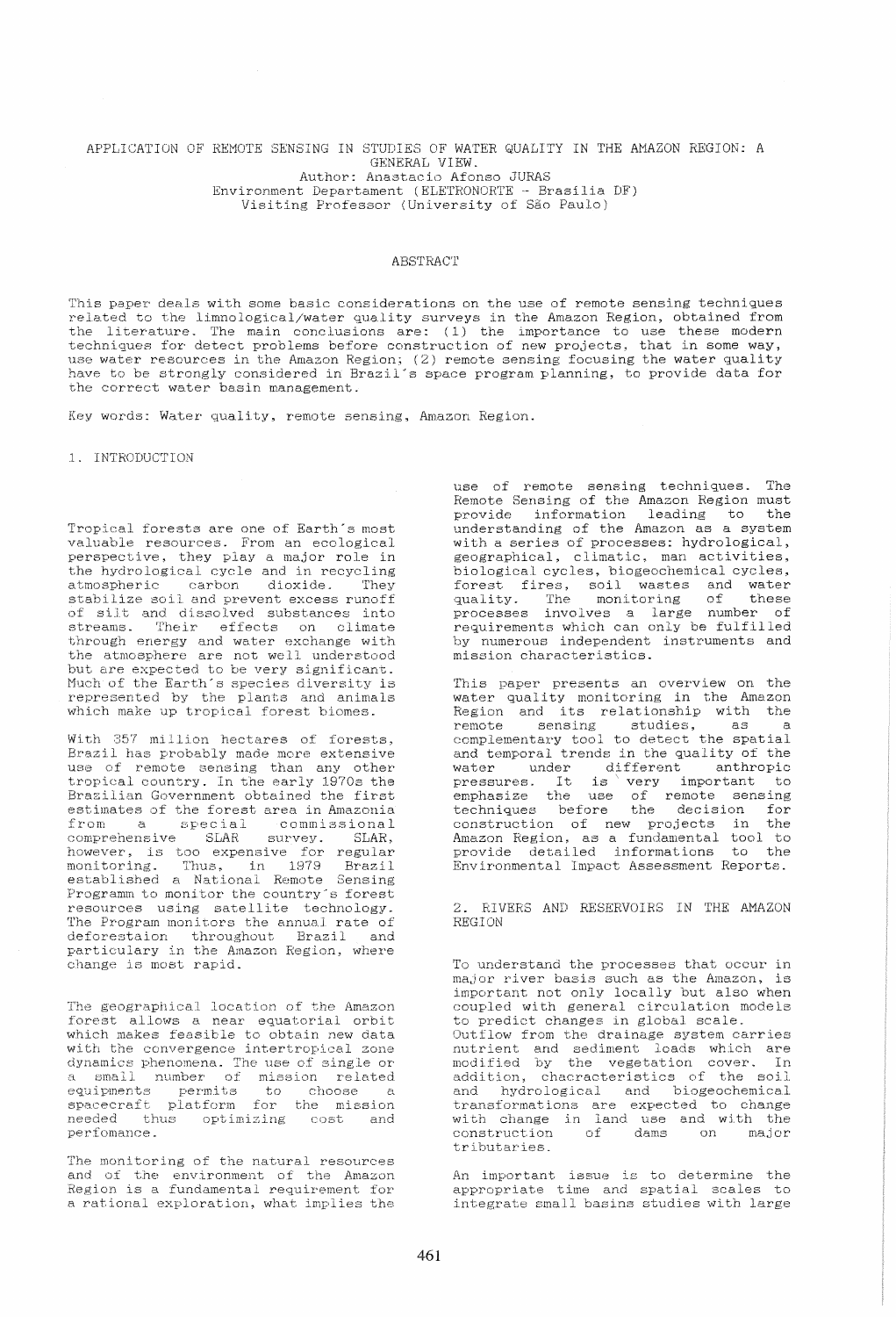# APPLICATION OF REMOTE SENSING IN STUDIES OF WATER QUALITY IN THE AMAZON REGION: A GENERAL VIEW.

Author: Anastacio Afonso JURAS
Environment Departament (ELETRONORTE - Brasília DF)
Visiting Professor (University of São Paulo)

## ABSTRACT

This paper deals with some basic considerations on the use of remote sensing techniques related to the limnological/water quality surveys in the Amazon Region, obtained from the literature. The main conclusions are: (1) the importance to use these modern techniques for detect problems before construction of new projects, that in some way, use water resources in the Amazon Region; (2) remote sensing focusing the water quality have to be strongly considered in Brazil's space program planning, to provide data for the correct water basin management.

Key words: Water quality, remote sensing, Amazon Region.

## 1. INTRODUCTION

Tropical forests are one of Earth's most valuable resources. From an ecological perspective, they play a major role in the hydrological cycle and in recycling atmospheric carbon dioxide. They stabilize soil and prevent excess runoff of silt and dissolved substances into streams. Their effects on climate through energy and water exchange with the atmosphere are not well understood but are expected to be very significant. Much of the Earth's species diversity is represented by the plants and animals which make up tropical forest biomes.

With 357 million hectares of forests, Brazil has probably made more extensive use of remote sensing than any other tropical country. In the early 1970s the Brazilian Government obtained the first estimates of the forest area in Amazonia from a special commissional comprehensive SLAR survey. SLAR, however, is too expensive for regular monitoring. Thus, in 1979 Brazil established a National Remote Sensing Programm to monitor the country's forest resources using satellite technology. The Program monitors the annual rate of deforestaion throughout Brazil and particulary in the Amazon Region, where change is most rapid.

The geographical location of the Amazon forest allows a near equatorial orbit which makes feasible to obtain new data with the convergence intertropical zone dynamics phenomena. The use of single or a small number of mission related equipments permits to choose a spacecraft platform for the mission needed thus optimizing cost and perfomance.

The monitoring of the natural resources and of the environment of the Amazon Region is a fundamental requirement for a rational exploration, what implies the use of remote sensing techniques. The Remote Sensing of the Amazon Region must provide information leading to the understanding of the Amazon as a system with a series of processes: hydrological, geographical, climatic, man activities, biological cycles, biogeochemical cycles, forest fires, soil wastes and water quality. The monitoring of these processes involves a large number of requirements which can only be fulfilled by numerous independent instruments and mission characteristics.

This paper presents an overview on the water quality monitoring in the Amazon Region and its relationship with the remote sensing studies, as a complementary tool to detect the spatial and temporal trends in the quality of the water under different anthropic pressures. It is very important to emphasize the use of remote sensing techniques before the decision for construction of new projects in the Amazon Region, as a fundamental tool to provide detailed informations to the Environmental Impact Assessment Reports.

## 2. RIVERS AND RESERVOIRS IN THE AMAZON REGION

To understand the processes that occur in major river basis such as the Amazon, is important not only locally but also when coupled with general circulation models to predict changes in global scale.
Outflow from the drainage system carries nutrient and sediment loads which are modified by the vegetation cover. In addition, chacracteristics of the soil and hydrological and biogeochemical transformations are expected to change with change in land use and with the construction of dams on major tributaries.

An important issue is to determine the appropriate time and spatial scales to integrate small basins studies with large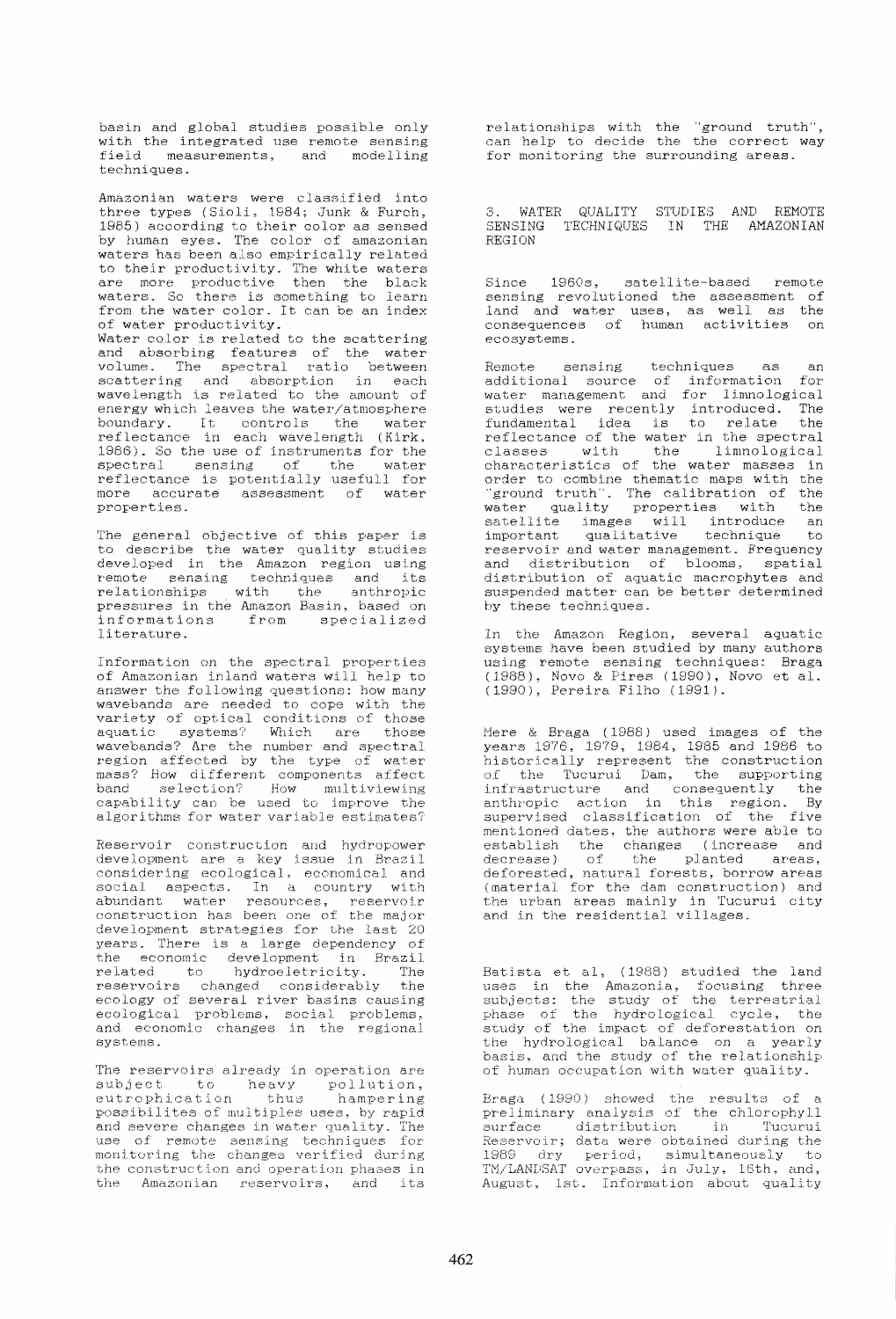basin and global studies possible only with the integrated use remote sensing field measurements, and modelling techniques.

Amazonian waters were classified into three types (Sioli, 1984; Junk & Furch, 1985) according to their color as sensed by human eyes. The color of amazonian waters has been also empirically related to their productivity. The white waters are more productive then the black waters. So there is something to learn from the water color. It can be an index of water productivity.
Water color is related to the scattering and absorbing features of the water volume. The spectral ratio between scattering and absorption in each wavelength is related to the amount of energy which leaves the water/atmosphere boundary. It controls the water reflectance in each wavelength (Kirk, 1986). So the use of instruments for the spectral sensing of the water reflectance is potentially usefull for more accurate assessment of water properties.

The general objective of this paper is to describe the water quality studies developed in the Amazon region using remote sensing techniques and its relationships with the anthropic pressures in the Amazon Basin, based on informations from specialized literature.

Information on the spectral properties of Amazonian inland waters will help to answer the following questions: how many wavebands are needed to cope with the variety of optical conditions of those aquatic systems? Which are those wavebands? Are the number and spectral region affected by the type of water mass? How different components affect band selection? How multiviewing capability can be used to improve the algorithms for water variable estimates?

Reservoir construction and hydropower development are a key issue in Brazil considering ecological, economical and social aspects. In a country with abundant water resources, reservoir construction has been one of the major development strategies for the last 20 years. There is a large dependency of the economic development in Brazil related to hydroeletricity. The reservoirs changed considerably the ecology of several river basins causing ecological problems, social problems, and economic changes in the regional systems.

The reservoirs already in operation are subject to heavy pollution, eutrophication thus hampering possibilites of multiples uses, by rapid and severe changes in water quality. The use of remote sensing techniques for monitoring the changes verified during the construction and operation phases in the Amazonian reservoirs, and its relationships with the "ground truth", can help to decide the the correct way for monitoring the surrounding areas.

## 3. WATER QUALITY STUDIES AND REMOTE SENSING TECHNIQUES IN THE AMAZONIAN REGION

Since 1960s, satellite-based remote sensing revolutioned the assessment of land and water uses, as well as the consequences of human activities on ecosystems.

Remote sensing techniques as an additional source of information for water management and for limnological studies were recently introduced. The fundamental idea is to relate the reflectance of the water in the spectral classes with the limnological characteristics of the water masses in order to combine thematic maps with the "ground truth". The calibration of the water quality properties with the satellite images will introduce an important qualitative technique to reservoir and water management. Frequency and distribution of blooms, spatial distribution of aquatic macrophytes and suspended matter can be better determined by these techniques.

In the Amazon Region, several aquatic systems have been studied by many authors using remote sensing techniques: Braga (1988), Novo & Pires (1990), Novo et al. (1990), Pereira Filho (1991).

Mere & Braga (1988) used images of the years 1976, 1979, 1984, 1985 and 1986 to historically represent the construction of the Tucurui Dam, the supporting infrastructure and consequently the anthropic action in this region. By supervised classification of the five mentioned dates, the authors were able to establish the changes (increase and decrease) of the planted areas, deforested, natural forests, borrow areas (material for the dam construction) and the urban areas mainly in Tucurui city and in the residential villages.

Batista et al, (1988) studied the land uses in the Amazonia, focusing three subjects: the study of the terrestrial phase of the hydrological cycle, the study of the impact of deforestation on the hydrological balance on a yearly basis, and the study of the relationship of human occupation with water quality.

Braga (1990) showed the results of a preliminary analysis of the chlorophyll surface distribution in Tucurui Reservoir; data were obtained during the 1989 dry period, simultaneously to TM/LANDSAT overpass, in July, 16th, and, August, 1st. Information about quality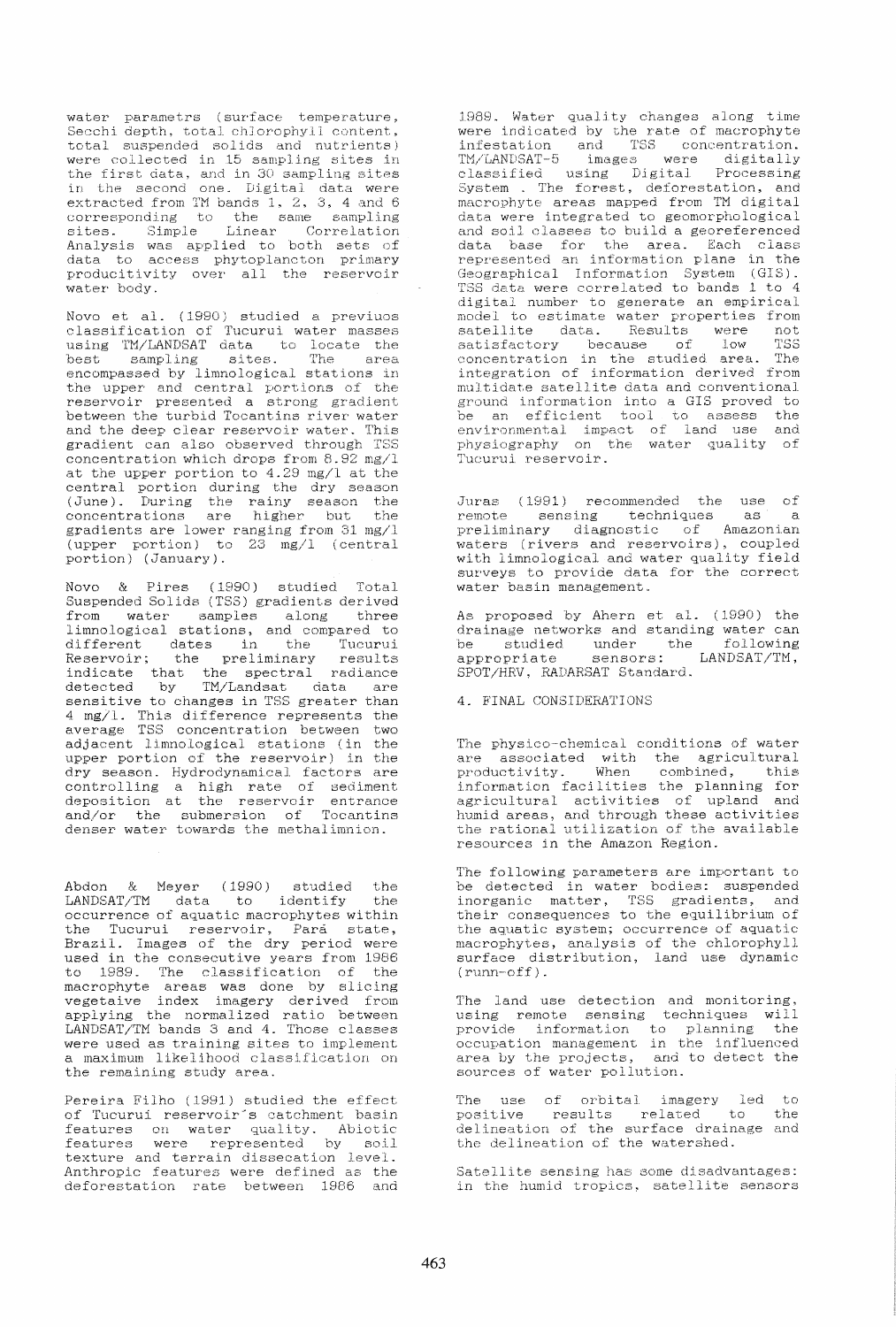water parametrs (surface temperature, Secchi depth, total chlorophyll content, total suspended solids and nutrients) were collected in 15 sampling sites in the first data, and in 30 sampling sites in the second one. Digital data were extracted from TM bands 1, 2, 3, 4 and 6 corresponding to the same sampling sites. Simple Linear Correlation Analysis was applied to both sets of data to access phytoplancton primary producitivity over all the reservoir water body.

Novo et al. (1990) studied a previuos classification of Tucurui water masses using TM/LANDSAT data to locate the best sampling sites. The area encompassed by limnological stations in the upper and central portions of the reservoir presented a strong gradient between the turbid Tocantins river water and the deep clear reservoir water. This gradient can also observed through TSS concentration which drops from 8.92 mg/l at the upper portion to 4.29 mg/l at the central portion during the dry season (June). During the rainy season the concentrations are higher but the gradients are lower ranging from 31 mg/l (upper portion) to 23 mg/l (central portion) (January).

Novo & Pires (1990) studied Total Suspended Solids (TSS) gradients derived from water samples along three limnological stations, and compared to different dates in the Tucurui Reservoir; the preliminary results indicate that the spectral radiance detected by TM/Landsat data are sensitive to changes in TSS greater than 4 mg/l. This difference represents the average TSS concentration between two adjacent limnological stations (in the upper portion of the reservoir) in the dry season. Hydrodynamical factors are controlling a high rate of sediment deposition at the reservoir entrance and/or the submersion of Tocantins denser water towards the methalimnion.

Abdon & Meyer (1990) studied the LANDSAT/TM data to identify the occurrence of aquatic macrophytes within the Tucurui reservoir, Pará state, Brazil. Images of the dry period were used in the consecutive years from 1986 to 1989. The classification of the macrophyte areas was done by slicing vegetaive index imagery derived from applying the normalized ratio between LANDSAT/TM bands 3 and 4. Those classes were used as training sites to implement a maximum likelihood classification on the remaining study area.

Pereira Filho (1991) studied the effect of Tucuruí reservoir´s catchment basin features on water quality. Abiotic features were represented by soil texture and terrain dissecation level. Anthropic features were defined as the deforestation rate between 1986 and 1989. Water quality changes along time were indicated by the rate of macrophyte infestation and TSS concentration. TM/LANDSAT-5 images were digitally classified using Digital Processing System . The forest, deforestation, and macrophyte areas mapped from TM digital data were integrated to geomorphological and soil classes to build a georeferenced data base for the area. Each class represented an information plane in the Geographical Information System (GIS). TSS data were correlated to bands 1 to 4 digital number to generate an empirical model to estimate water properties from satellite data. Results were not satisfactory because of low TSS concentration in the studied area. The integration of information derived from multidate satellite data and conventional ground information into a GIS proved to be an efficient tool to assess the environmental impact of land use and physiography on the water quality of Tucurui reservoir.

Juras (1991) recommended the use of remote sensing techniques as a preliminary diagnostic of Amazonian waters (rivers and reservoirs), coupled with limnological and water quality field surveys to provide data for the correct water basin management.

As proposed by Ahern et al. (1990) the drainage networks and standing water can be studied under the following appropriate sensors: LANDSAT/TM, SPOT/HRV, RADARSAT Standard.

## 4. FINAL CONSIDERATIONS

The physico-chemical conditions of water are associated with the agricultural productivity. When combined, this information facilities the planning for agricultural activities of upland and humid areas, and through these activities the rational utilization of the available resources in the Amazon Region.

The following parameters are important to be detected in water bodies: suspended inorganic matter, TSS gradients, and their consequences to the equilibrium of the aquatic system; occurrence of aquatic macrophytes, analysis of the chlorophyll surface distribution, land use dynamic (runn-off).

The land use detection and monitoring, using remote sensing techniques will provide information to planning the occupation management in the influenced area by the projects, and to detect the sources of water pollution.

The use of orbital imagery led to positive results related to the delineation of the surface drainage and the delineation of the watershed.

Satellite sensing has some disadvantages: in the humid tropics, satellite sensors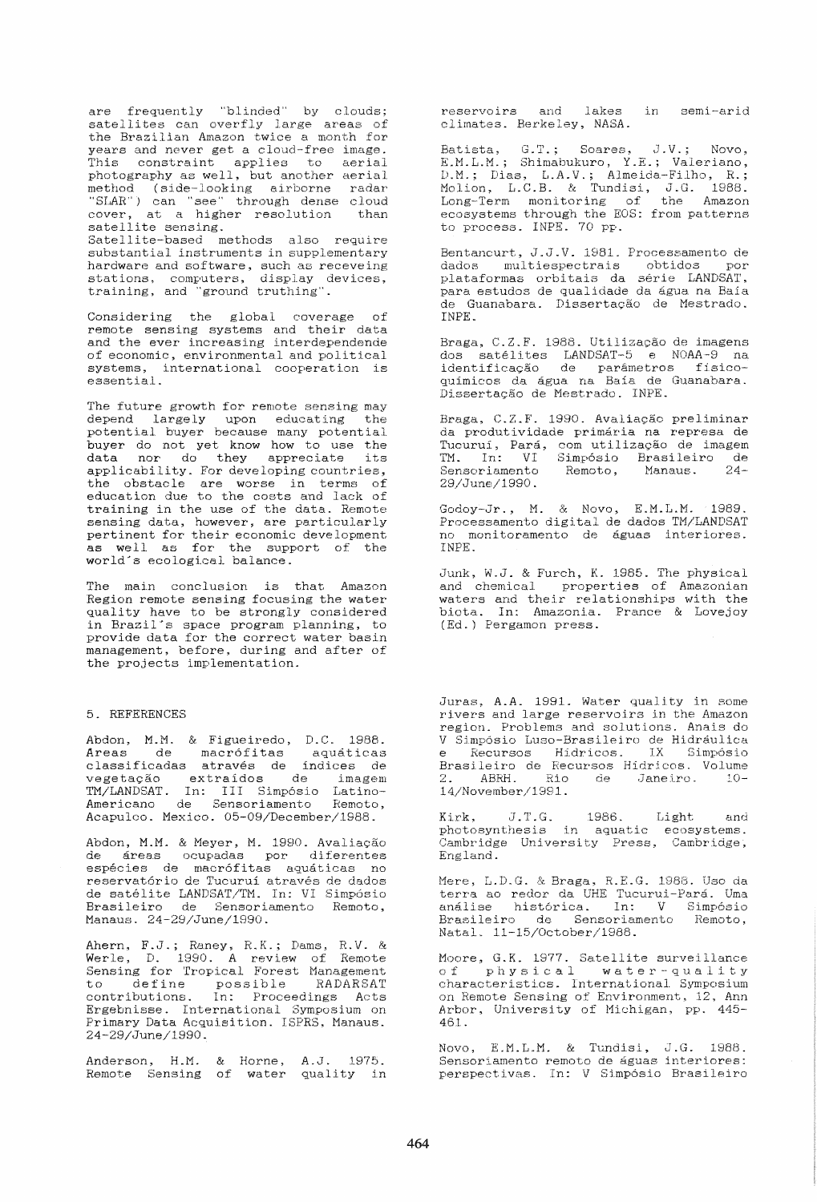are frequently "blinded" by clouds; satellites can overfly large areas of the Brazilian Amazon twice a month for years and never get a cloud-free image. This constraint applies to aerial photography as well, but another aerial method (side-looking airborne radar "SLAR") can "see" through dense cloud cover, at a higher resolution than satellite sensing.

Satellite-based methods also require substantial instruments in supplementary hardware and software, such as receveing stations, computers, display devices, training, and "ground truthing".

Considering the global coverage of remote sensing systems and their data and the ever increasing interdependende of economic, environmental and political systems, international cooperation is essential.

The future growth for remote sensing may depend largely upon educating the potential buyer because many potential buyer do not yet know how to use the data nor do they appreciate its applicability. For developing countries, the obstacle are worse in terms of education due to the costs and lack of training in the use of the data. Remote sensing data, however, are particularly pertinent for their economic development as well as for the support of the world's ecological balance.

The main conclusion is that Amazon Region remote sensing focusing the water quality have to be strongly considered in Brazil's space program planning, to provide data for the correct water basin management, before, during and after of the projects implementation.

## 5. REFERENCES

Abdon, M.M. & Figueiredo, D.C. 1988. Areas de macrófitas aquáticas classificadas através de índices de vegetação extraídos de imagem TM/LANDSAT. In: III Simpósio Latino-Americano de Sensoriamento Remoto, Acapulco. Mexico. 05-09/December/1988.

Abdon, M.M. & Meyer, M. 1990. Avaliação de áreas ocupadas por diferentes espécies de macrófitas aquáticas no reservatório de Tucuruí através de dados de satélite LANDSAT/TM. In: VI Simpósio Brasileiro de Sensoriamento Remoto, Manaus. 24-29/June/1990.

Ahern, F.J.; Raney, R.K.; Dams, R.V. & Werle, D. 1990. A review of Remote Sensing for Tropical Forest Management to define possible RADARSAT contributions. In: Proceedings Acts Ergebnisse. International Symposium on Primary Data Acquisition. ISPRS, Manaus. 24-29/June/1990.

Anderson, H.M. & Horne, A.J. 1975. Remote Sensing of water quality in reservoirs and lakes in semi-arid climates. Berkeley, NASA.

Batista, G.T.; Soares, J.V.; Novo, E.M.L.M.; Shimabukuro, Y.E.; Valeriano, D.M.; Dias, L.A.V.; Almeida-Filho, R.; Molion, L.C.B. & Tundisi, J.G. 1988. Long-Term monitoring of the Amazon ecosystems through the EOS: from patterns to process. INPE. 70 pp.

Bentancurt, J.J.V. 1981. Processamento de dados multiespectrais obtidos por plataformas orbitais da série LANDSAT, para estudos de qualidade da água na Baía de Guanabara. Dissertação de Mestrado. INPE.

Braga, C.Z.F. 1988. Utilização de imagens dos satélites LANDSAT-5 e NOAA-9 na identificação de parâmetros físico-químicos da água na Baía de Guanabara. Dissertação de Mestrado. INPE.

Braga, C.Z.F. 1990. Avaliação preliminar da produtividade primária na represa de Tucuruí, Pará, com utilização de imagem TM. In: VI Simpósio Brasileiro de Sensoriamento Remoto, Manaus. 24-29/June/1990.

Godoy-Jr., M. & Novo, E.M.L.M. 1989. Processamento digital de dados TM/LANDSAT no monitoramento de águas interiores. INPE.

Junk, W.J. & Furch, K. 1985. The physical and chemical properties of Amazonian waters and their relationships with the biota. In: Amazonia. Prance & Lovejoy (Ed.) Pergamon press.

Juras, A.A. 1991. Water quality in some rivers and large reservoirs in the Amazon region. Problems and solutions. Anais do V Simpósio Luso-Brasileiro de Hidráulica e Recursos Hídricos. IX Simpósio Brasileiro de Recursos Hídricos. Volume 2. ABRH. Rio de Janeiro. 10-14/November/1991.

Kirk, J.T.G. 1986. Light and photosynthesis in aquatic ecosystems. Cambridge University Press, Cambridge, England.

Mere, L.D.G. & Braga, R.E.G. 1988. Uso da terra ao redor da UHE Tucurui-Pará. Uma análise histórica. In: V Simpósio Brasileiro de Sensoriamento Remoto, Natal. 11-15/October/1988.

Moore, G.K. 1977. Satellite surveillance of physical water-quality characteristics. International Symposium on Remote Sensing of Environment, 12, Ann Arbor, University of Michigan, pp. 445-461.

Novo, E.M.L.M. & Tundisi, J.G. 1988. Sensoriamento remoto de águas interiores: perspectivas. In: V Simpósio Brasileiro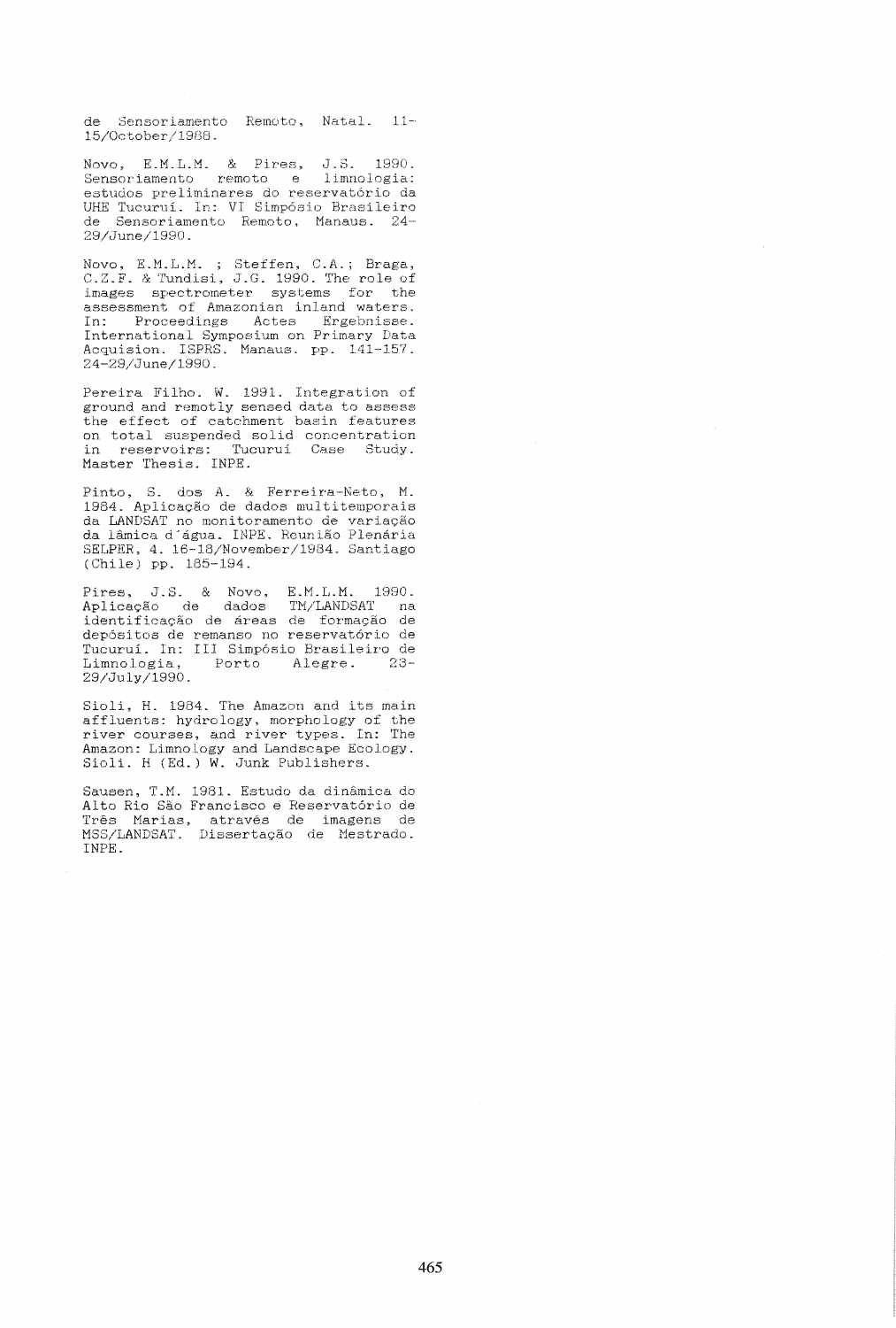de Sensoriamento Remoto, Natal. 11-15/October/1988.

Novo, E.M.L.M. & Pires, J.S. 1990. Sensoriamento remoto e limnologia: estudos preliminares do reservatório da UHE Tucuruí. In: VI Simpósio Brasileiro de Sensoriamento Remoto, Manaus. 24-29/June/1990.

Novo, E.M.L.M. ; Steffen, C.A.; Braga, C.Z.F. & Tundisi, J.G. 1990. The role of images spectrometer systems for the assessment of Amazonian inland waters. In: Proceedings Actes Ergebnisse. International Symposium on Primary Data Acquision. ISPRS. Manaus. pp. 141-157. 24-29/June/1990.

Pereira Filho. W. 1991. Integration of ground and remotly sensed data to assess the effect of catchment basin features on total suspended solid concentration in reservoirs: Tucuruí Case Study. Master Thesis. INPE.

Pinto, S. dos A. & Ferreira-Neto, M. 1984. Aplicação de dados multitemporais da LANDSAT no monitoramento de variação da lâmica d'água. INPE. Reunião Plenária SELPER, 4. 16-18/November/1984. Santiago (Chile) pp. 185-194.

Pires, J.S. & Novo, E.M.L.M. 1990. Aplicação de dados TM/LANDSAT na identificação de áreas de formação de depósitos de remanso no reservatório de Tucuruí. In: III Simpósio Brasileiro de Limnologia, Porto Alegre. 23-29/July/1990.

Sioli, H. 1984. The Amazon and its main affluents: hydrology, morphology of the river courses, and river types. In: The Amazon: Limnology and Landscape Ecology. Sioli. H (Ed.) W. Junk Publishers.

Sausen, T.M. 1981. Estudo da dinâmica do Alto Rio São Francisco e Reservatório de Três Marias, através de imagens de MSS/LANDSAT. Dissertação de Mestrado. INPE.